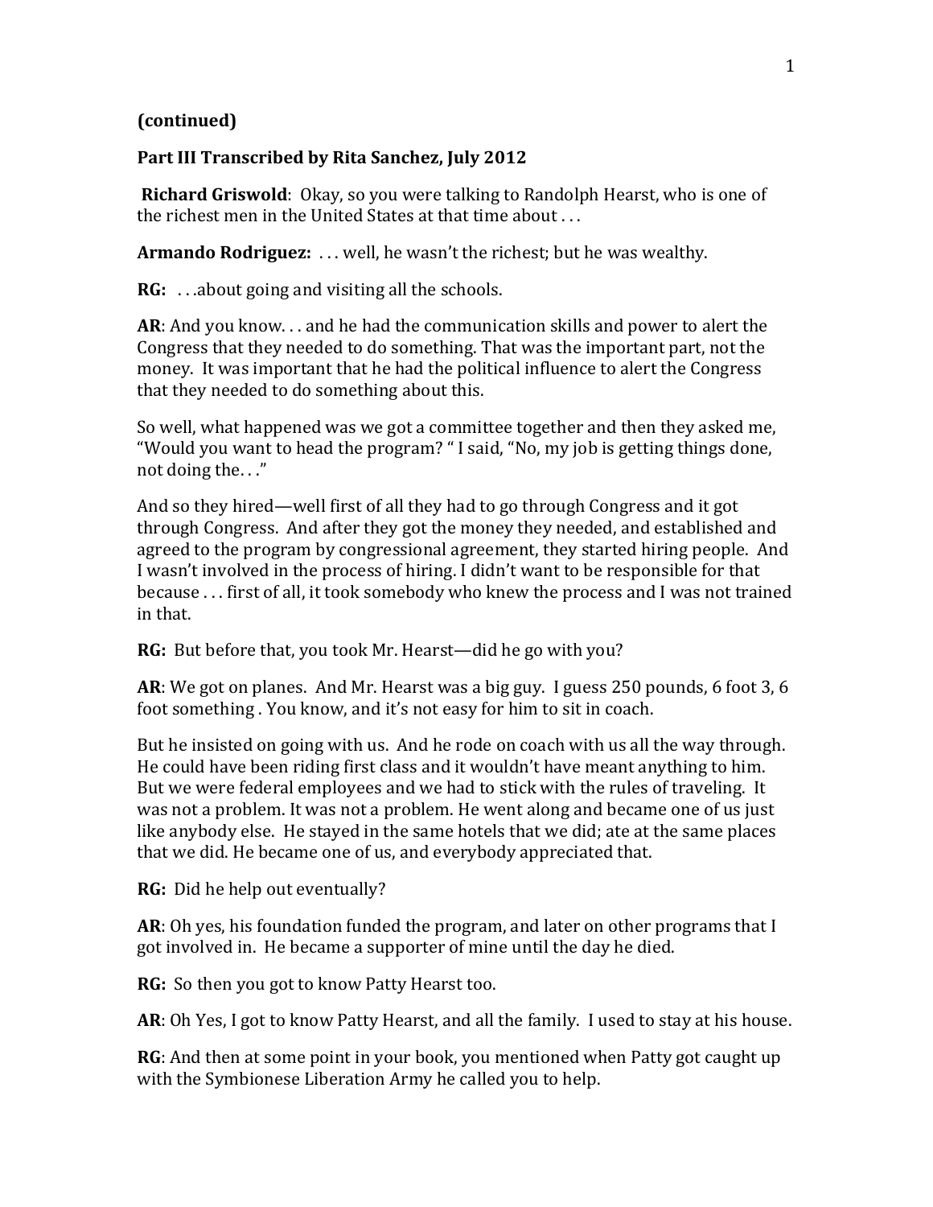**(continued)**

**Part III Transcribed by Rita Sanchez, July 2012**

**Richard Griswold**: Okay, so you were talking to Randolph Hearst, who is one of the richest men in the United States at that time about . . .

**Armando Rodriguez:** . . . well, he wasn't the richest; but he was wealthy.

**RG:** . . .about going and visiting all the schools.

**AR**: And you know. . . and he had the communication skills and power to alert the Congress that they needed to do something. That was the important part, not the money. It was important that he had the political influence to alert the Congress that they needed to do something about this.

So well, what happened was we got a committee together and then they asked me, "Would you want to head the program? " I said, "No, my job is getting things done, not doing the. . ."

And so they hired—well first of all they had to go through Congress and it got through Congress. And after they got the money they needed, and established and agreed to the program by congressional agreement, they started hiring people. And I wasn't involved in the process of hiring. I didn't want to be responsible for that because . . . first of all, it took somebody who knew the process and I was not trained in that.

**RG:** But before that, you took Mr. Hearst—did he go with you?

**AR**: We got on planes. And Mr. Hearst was a big guy. I guess 250 pounds, 6 foot 3, 6 foot something . You know, and it's not easy for him to sit in coach.

But he insisted on going with us. And he rode on coach with us all the way through. He could have been riding first class and it wouldn't have meant anything to him. But we were federal employees and we had to stick with the rules of traveling. It was not a problem. It was not a problem. He went along and became one of us just like anybody else. He stayed in the same hotels that we did; ate at the same places that we did. He became one of us, and everybody appreciated that.

**RG:** Did he help out eventually?

**AR**: Oh yes, his foundation funded the program, and later on other programs that I got involved in. He became a supporter of mine until the day he died.

**RG:** So then you got to know Patty Hearst too.

**AR**: Oh Yes, I got to know Patty Hearst, and all the family. I used to stay at his house.

**RG**: And then at some point in your book, you mentioned when Patty got caught up with the Symbionese Liberation Army he called you to help.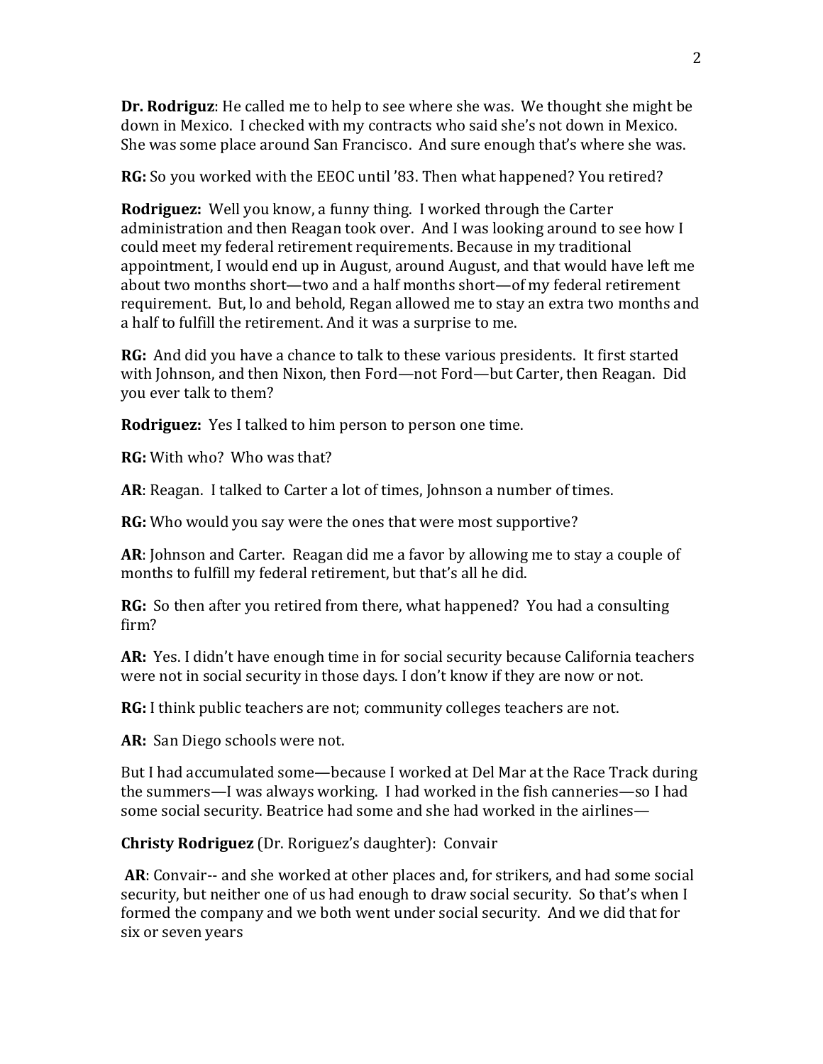**Dr. Rodriguz**: He called me to help to see where she was. We thought she might be down in Mexico. I checked with my contracts who said she's not down in Mexico. She was some place around San Francisco. And sure enough that's where she was.

**RG:** So you worked with the EEOC until '83. Then what happened? You retired?

**Rodriguez:** Well you know, a funny thing. I worked through the Carter administration and then Reagan took over. And I was looking around to see how I could meet my federal retirement requirements. Because in my traditional appointment, I would end up in August, around August, and that would have left me about two months short—two and a half months short—of my federal retirement requirement. But, lo and behold, Regan allowed me to stay an extra two months and a half to fulfill the retirement. And it was a surprise to me.

**RG:** And did you have a chance to talk to these various presidents. It first started with Johnson, and then Nixon, then Ford—not Ford—but Carter, then Reagan. Did you ever talk to them?

**Rodriguez:** Yes I talked to him person to person one time.

**RG:** With who? Who was that?

**AR**: Reagan. I talked to Carter a lot of times, Johnson a number of times.

**RG:** Who would you say were the ones that were most supportive?

**AR**: Johnson and Carter. Reagan did me a favor by allowing me to stay a couple of months to fulfill my federal retirement, but that's all he did.

**RG:** So then after you retired from there, what happened? You had a consulting firm?

**AR:** Yes. I didn't have enough time in for social security because California teachers were not in social security in those days. I don't know if they are now or not.

**RG:** I think public teachers are not; community colleges teachers are not.

**AR:** San Diego schools were not.

But I had accumulated some—because I worked at Del Mar at the Race Track during the summers—I was always working. I had worked in the fish canneries—so I had some social security. Beatrice had some and she had worked in the airlines—

**Christy Rodriguez** (Dr. Roriguez's daughter): Convair

**AR**: Convair-- and she worked at other places and, for strikers, and had some social security, but neither one of us had enough to draw social security. So that's when I formed the company and we both went under social security. And we did that for six or seven years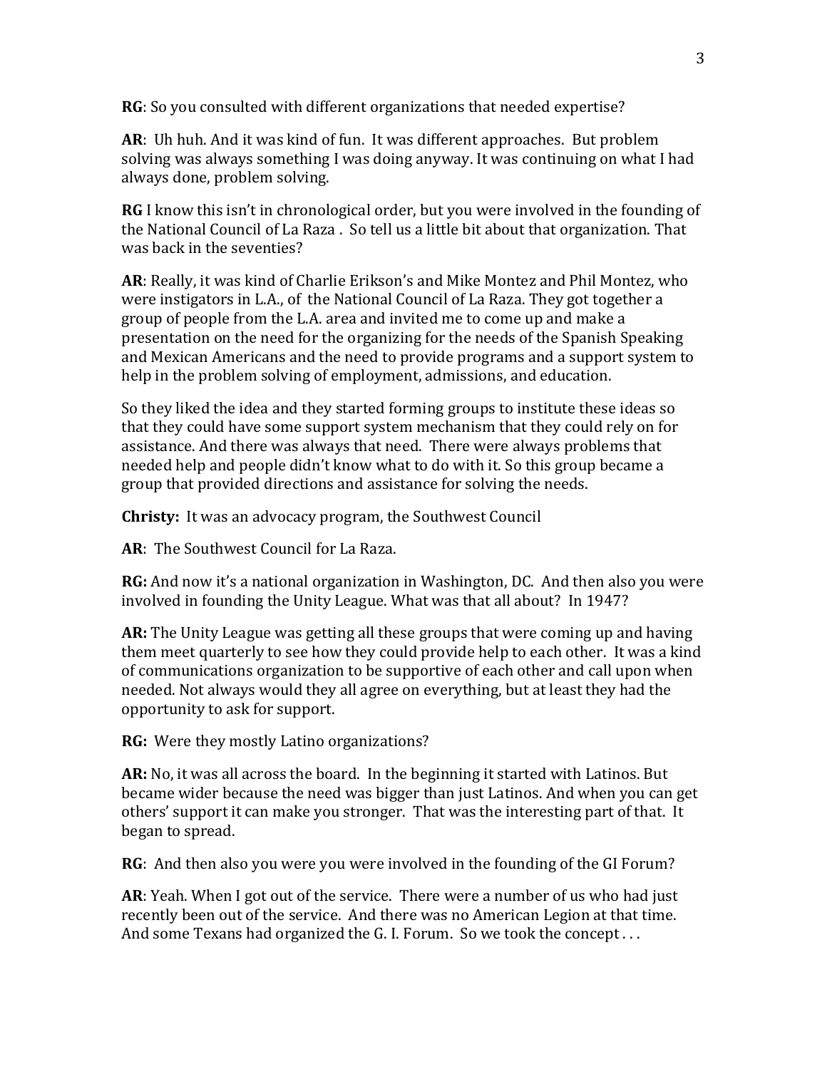**RG**: So you consulted with different organizations that needed expertise?

**AR**: Uh huh. And it was kind of fun. It was different approaches. But problem solving was always something I was doing anyway. It was continuing on what I had always done, problem solving.

**RG** I know this isn't in chronological order, but you were involved in the founding of the National Council of La Raza . So tell us a little bit about that organization. That was back in the seventies?

**AR**: Really, it was kind of Charlie Erikson's and Mike Montez and Phil Montez, who were instigators in L.A., of the National Council of La Raza. They got together a group of people from the L.A. area and invited me to come up and make a presentation on the need for the organizing for the needs of the Spanish Speaking and Mexican Americans and the need to provide programs and a support system to help in the problem solving of employment, admissions, and education.

So they liked the idea and they started forming groups to institute these ideas so that they could have some support system mechanism that they could rely on for assistance. And there was always that need. There were always problems that needed help and people didn't know what to do with it. So this group became a group that provided directions and assistance for solving the needs.

**Christy:** It was an advocacy program, the Southwest Council

**AR**: The Southwest Council for La Raza.

**RG:** And now it's a national organization in Washington, DC. And then also you were involved in founding the Unity League. What was that all about? In 1947?

**AR:** The Unity League was getting all these groups that were coming up and having them meet quarterly to see how they could provide help to each other. It was a kind of communications organization to be supportive of each other and call upon when needed. Not always would they all agree on everything, but at least they had the opportunity to ask for support.

**RG:** Were they mostly Latino organizations?

**AR:** No, it was all across the board. In the beginning it started with Latinos. But became wider because the need was bigger than just Latinos. And when you can get others' support it can make you stronger. That was the interesting part of that. It began to spread.

**RG**: And then also you were you were involved in the founding of the GI Forum?

**AR**: Yeah. When I got out of the service. There were a number of us who had just recently been out of the service. And there was no American Legion at that time. And some Texans had organized the G. I. Forum. So we took the concept . . .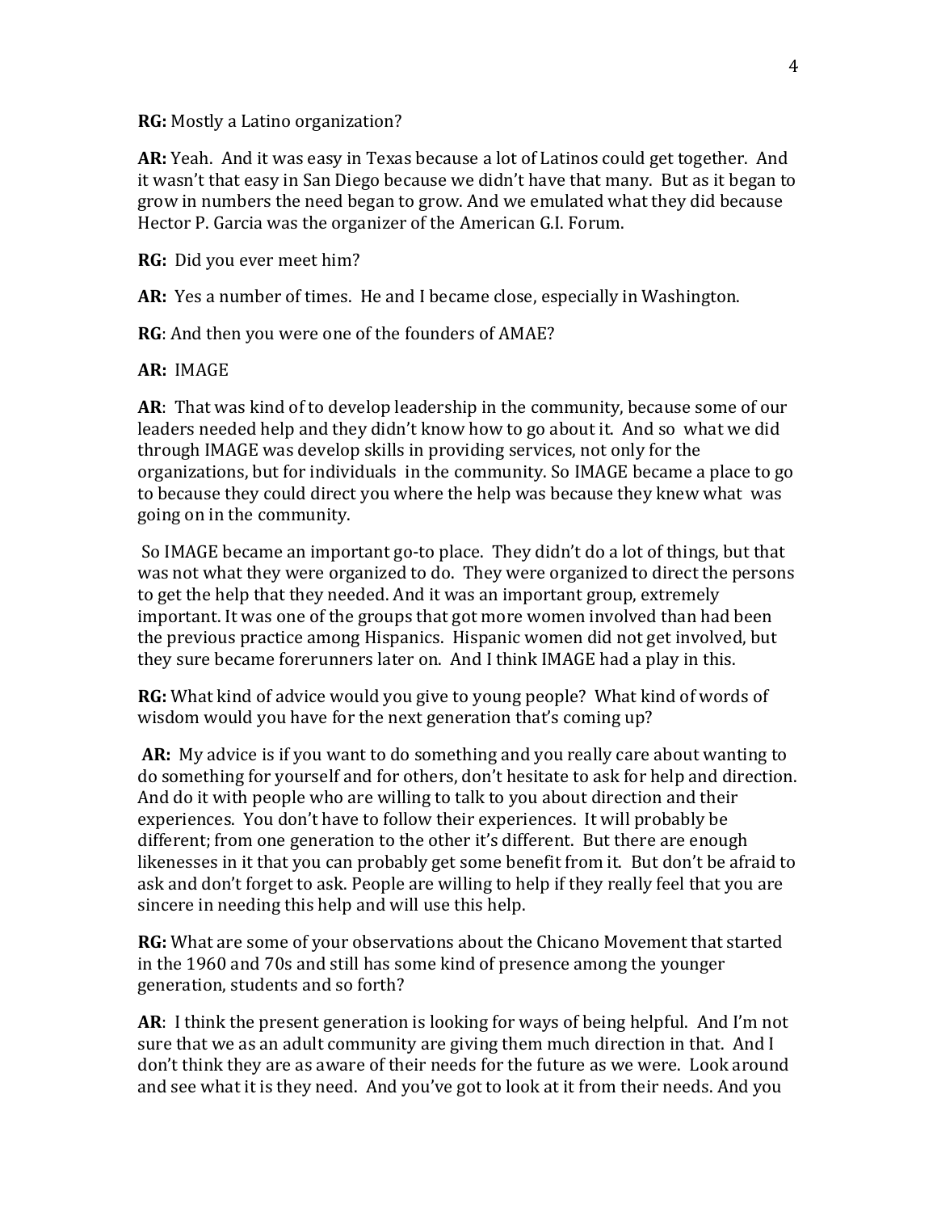**RG:** Mostly a Latino organization?

**AR:** Yeah. And it was easy in Texas because a lot of Latinos could get together. And it wasn't that easy in San Diego because we didn't have that many. But as it began to grow in numbers the need began to grow. And we emulated what they did because Hector P. Garcia was the organizer of the American G.I. Forum.

**RG:** Did you ever meet him?

**AR:** Yes a number of times. He and I became close, especially in Washington.

**RG**: And then you were one of the founders of AMAE?

**AR:** IMAGE

**AR**: That was kind of to develop leadership in the community, because some of our leaders needed help and they didn't know how to go about it. And so what we did through IMAGE was develop skills in providing services, not only for the organizations, but for individuals in the community. So IMAGE became a place to go to because they could direct you where the help was because they knew what was going on in the community.

So IMAGE became an important go-to place. They didn't do a lot of things, but that was not what they were organized to do. They were organized to direct the persons to get the help that they needed. And it was an important group, extremely important. It was one of the groups that got more women involved than had been the previous practice among Hispanics. Hispanic women did not get involved, but they sure became forerunners later on. And I think IMAGE had a play in this.

**RG:** What kind of advice would you give to young people? What kind of words of wisdom would you have for the next generation that's coming up?

**AR:** My advice is if you want to do something and you really care about wanting to do something for yourself and for others, don't hesitate to ask for help and direction. And do it with people who are willing to talk to you about direction and their experiences. You don't have to follow their experiences. It will probably be different; from one generation to the other it's different. But there are enough likenesses in it that you can probably get some benefit from it. But don't be afraid to ask and don't forget to ask. People are willing to help if they really feel that you are sincere in needing this help and will use this help.

**RG:** What are some of your observations about the Chicano Movement that started in the 1960 and 70s and still has some kind of presence among the younger generation, students and so forth?

**AR**: I think the present generation is looking for ways of being helpful. And I'm not sure that we as an adult community are giving them much direction in that. And I don't think they are as aware of their needs for the future as we were. Look around and see what it is they need. And you've got to look at it from their needs. And you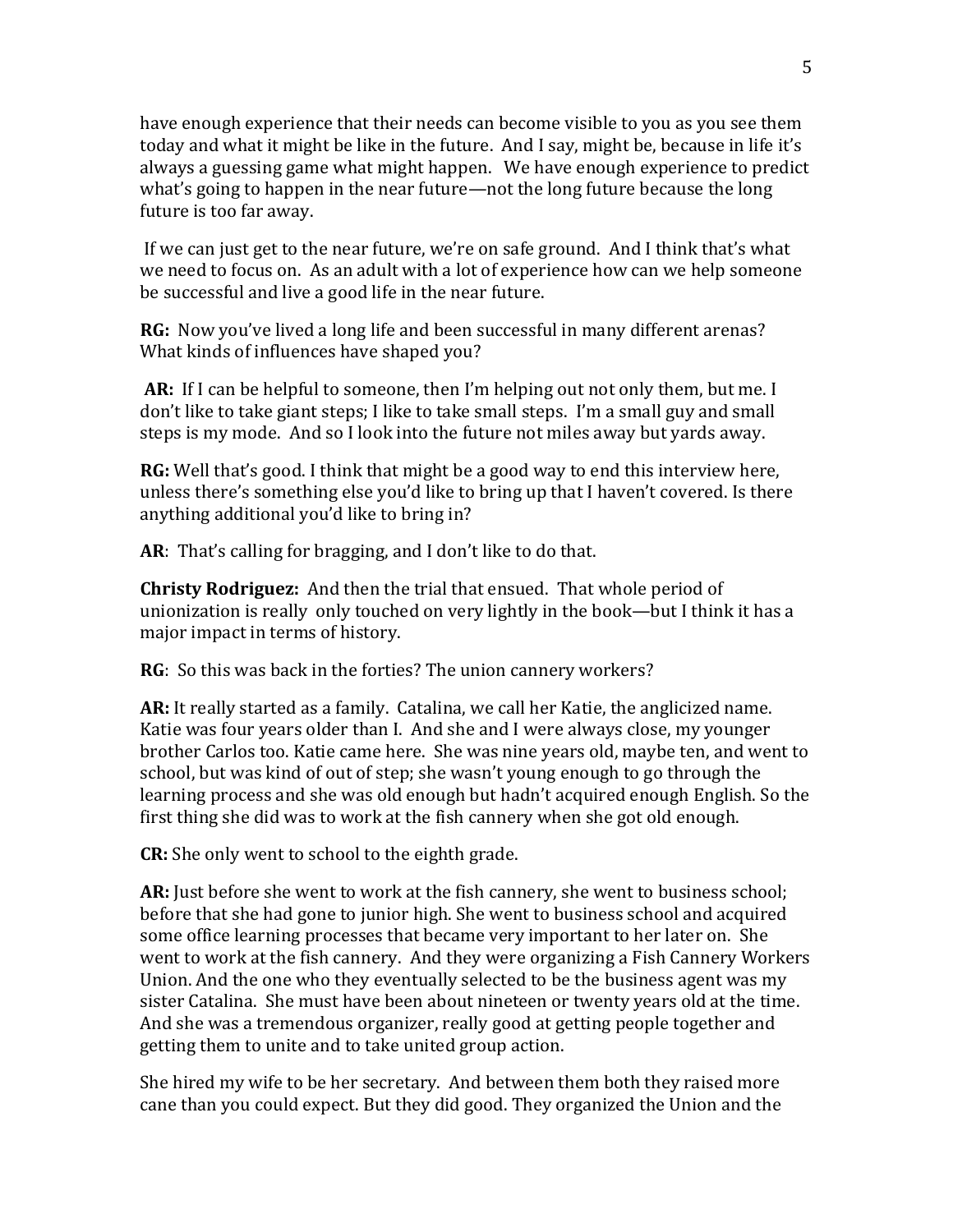have enough experience that their needs can become visible to you as you see them today and what it might be like in the future. And I say, might be, because in life it's always a guessing game what might happen. We have enough experience to predict what's going to happen in the near future—not the long future because the long future is too far away.

If we can just get to the near future, we're on safe ground. And I think that's what we need to focus on. As an adult with a lot of experience how can we help someone be successful and live a good life in the near future.

**RG:** Now you've lived a long life and been successful in many different arenas? What kinds of influences have shaped you?

**AR:** If I can be helpful to someone, then I'm helping out not only them, but me. I don't like to take giant steps; I like to take small steps. I'm a small guy and small steps is my mode. And so I look into the future not miles away but yards away.

**RG:** Well that's good. I think that might be a good way to end this interview here, unless there's something else you'd like to bring up that I haven't covered. Is there anything additional you'd like to bring in?

**AR**: That's calling for bragging, and I don't like to do that.

**Christy Rodriguez:** And then the trial that ensued. That whole period of unionization is really only touched on very lightly in the book—but I think it has a major impact in terms of history.

**RG**: So this was back in the forties? The union cannery workers?

**AR:** It really started as a family. Catalina, we call her Katie, the anglicized name. Katie was four years older than I. And she and I were always close, my younger brother Carlos too. Katie came here. She was nine years old, maybe ten, and went to school, but was kind of out of step; she wasn't young enough to go through the learning process and she was old enough but hadn't acquired enough English. So the first thing she did was to work at the fish cannery when she got old enough.

**CR:** She only went to school to the eighth grade.

**AR:** Just before she went to work at the fish cannery, she went to business school; before that she had gone to junior high. She went to business school and acquired some office learning processes that became very important to her later on. She went to work at the fish cannery. And they were organizing a Fish Cannery Workers Union. And the one who they eventually selected to be the business agent was my sister Catalina. She must have been about nineteen or twenty years old at the time. And she was a tremendous organizer, really good at getting people together and getting them to unite and to take united group action.

She hired my wife to be her secretary. And between them both they raised more cane than you could expect. But they did good. They organized the Union and the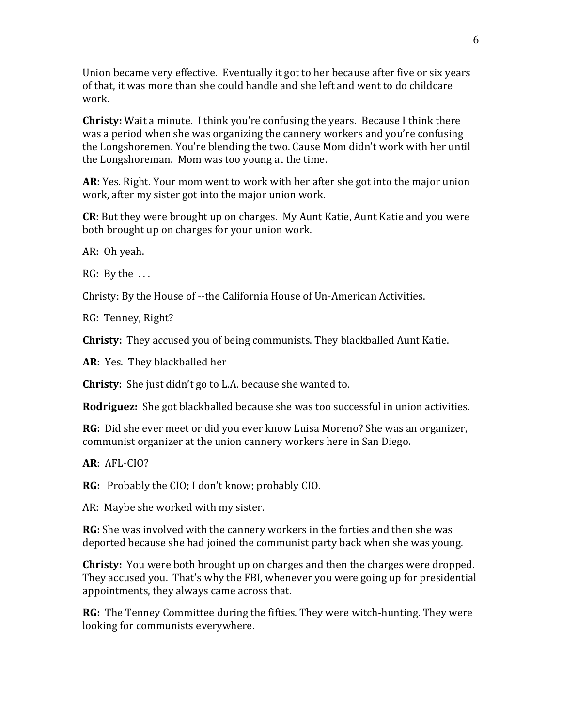Union became very effective. Eventually it got to her because after five or six years of that, it was more than she could handle and she left and went to do childcare work.

**Christy:** Wait a minute. I think you're confusing the years. Because I think there was a period when she was organizing the cannery workers and you're confusing the Longshoremen. You're blending the two. Cause Mom didn't work with her until the Longshoreman. Mom was too young at the time.

**AR**: Yes. Right. Your mom went to work with her after she got into the major union work, after my sister got into the major union work.

**CR**: But they were brought up on charges. My Aunt Katie, Aunt Katie and you were both brought up on charges for your union work.

AR: Oh yeah.

RG: By the . . .

Christy: By the House of --the California House of Un-American Activities.

RG: Tenney, Right?

**Christy:** They accused you of being communists. They blackballed Aunt Katie.

**AR**: Yes. They blackballed her

**Christy:** She just didn't go to L.A. because she wanted to.

**Rodriguez:** She got blackballed because she was too successful in union activities.

**RG:** Did she ever meet or did you ever know Luisa Moreno? She was an organizer, communist organizer at the union cannery workers here in San Diego.

**AR**: AFL-CIO?

**RG:** Probably the CIO; I don't know; probably CIO.

AR: Maybe she worked with my sister.

**RG:** She was involved with the cannery workers in the forties and then she was deported because she had joined the communist party back when she was young.

**Christy:** You were both brought up on charges and then the charges were dropped. They accused you. That's why the FBI, whenever you were going up for presidential appointments, they always came across that.

**RG:** The Tenney Committee during the fifties. They were witch-hunting. They were looking for communists everywhere.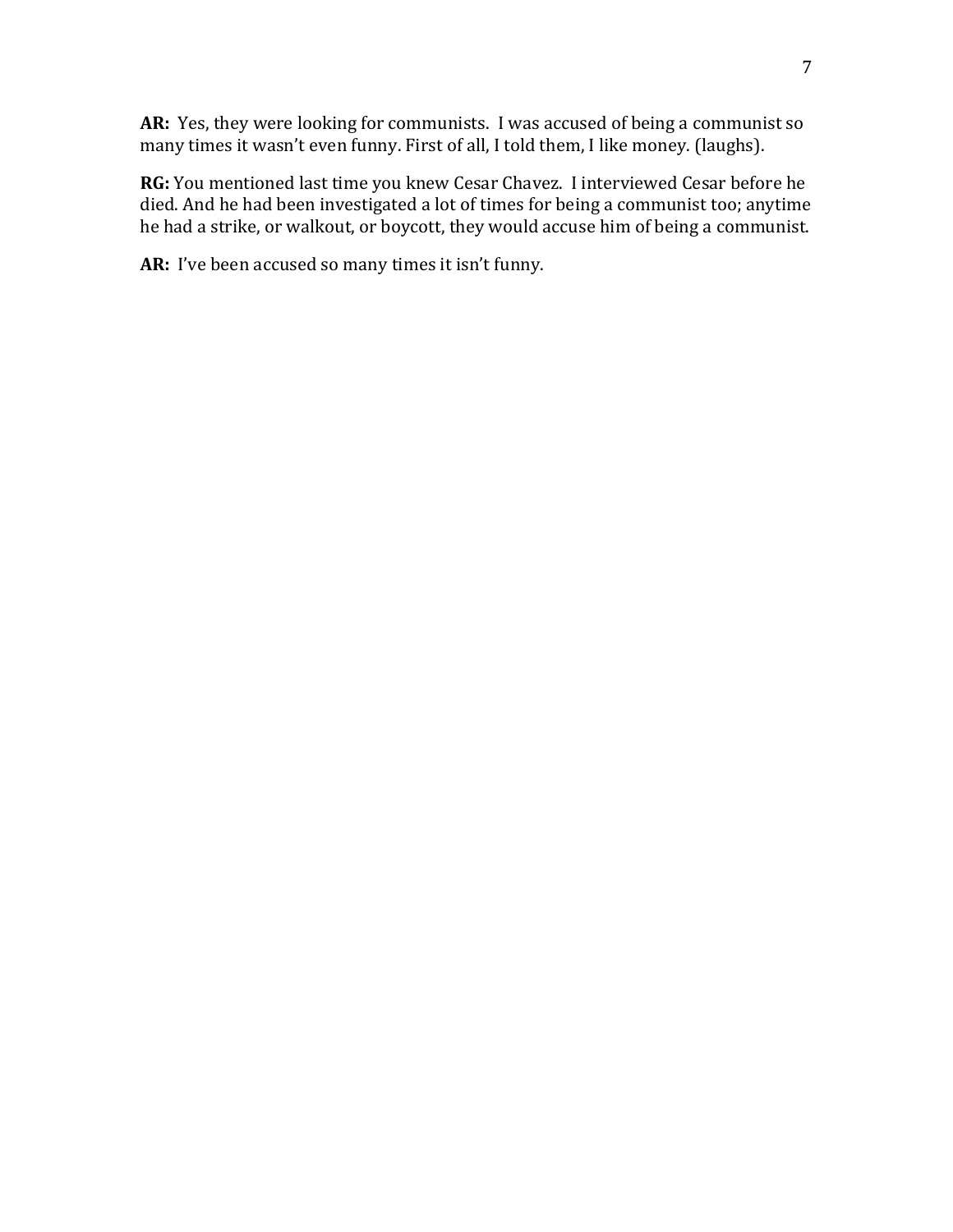**AR:** Yes, they were looking for communists. I was accused of being a communist so many times it wasn't even funny. First of all, I told them, I like money. (laughs).

**RG:** You mentioned last time you knew Cesar Chavez. I interviewed Cesar before he died. And he had been investigated a lot of times for being a communist too; anytime he had a strike, or walkout, or boycott, they would accuse him of being a communist.

**AR:** I've been accused so many times it isn't funny.